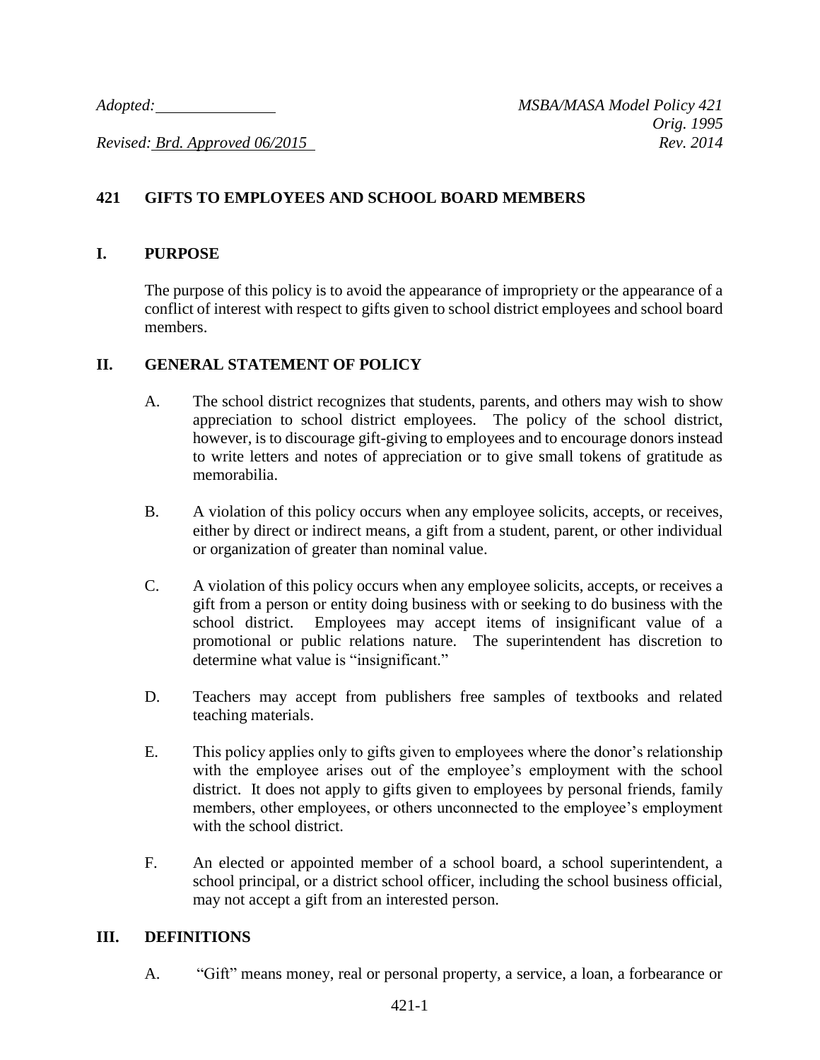*Adopted:* ______________ *MSBA/MASA Model Policy 421*
*Orig. 1995*
*Revised: Brd. Approved 06/2015* *Rev. 2014*

## 421 GIFTS TO EMPLOYEES AND SCHOOL BOARD MEMBERS

### I. PURPOSE

The purpose of this policy is to avoid the appearance of impropriety or the appearance of a conflict of interest with respect to gifts given to school district employees and school board members.

### II. GENERAL STATEMENT OF POLICY

A. The school district recognizes that students, parents, and others may wish to show appreciation to school district employees. The policy of the school district, however, is to discourage gift-giving to employees and to encourage donors instead to write letters and notes of appreciation or to give small tokens of gratitude as memorabilia.

B. A violation of this policy occurs when any employee solicits, accepts, or receives, either by direct or indirect means, a gift from a student, parent, or other individual or organization of greater than nominal value.

C. A violation of this policy occurs when any employee solicits, accepts, or receives a gift from a person or entity doing business with or seeking to do business with the school district. Employees may accept items of insignificant value of a promotional or public relations nature. The superintendent has discretion to determine what value is "insignificant."

D. Teachers may accept from publishers free samples of textbooks and related teaching materials.

E. This policy applies only to gifts given to employees where the donor's relationship with the employee arises out of the employee's employment with the school district. It does not apply to gifts given to employees by personal friends, family members, other employees, or others unconnected to the employee's employment with the school district.

F. An elected or appointed member of a school board, a school superintendent, a school principal, or a district school officer, including the school business official, may not accept a gift from an interested person.

### III. DEFINITIONS

A. "Gift" means money, real or personal property, a service, a loan, a forbearance or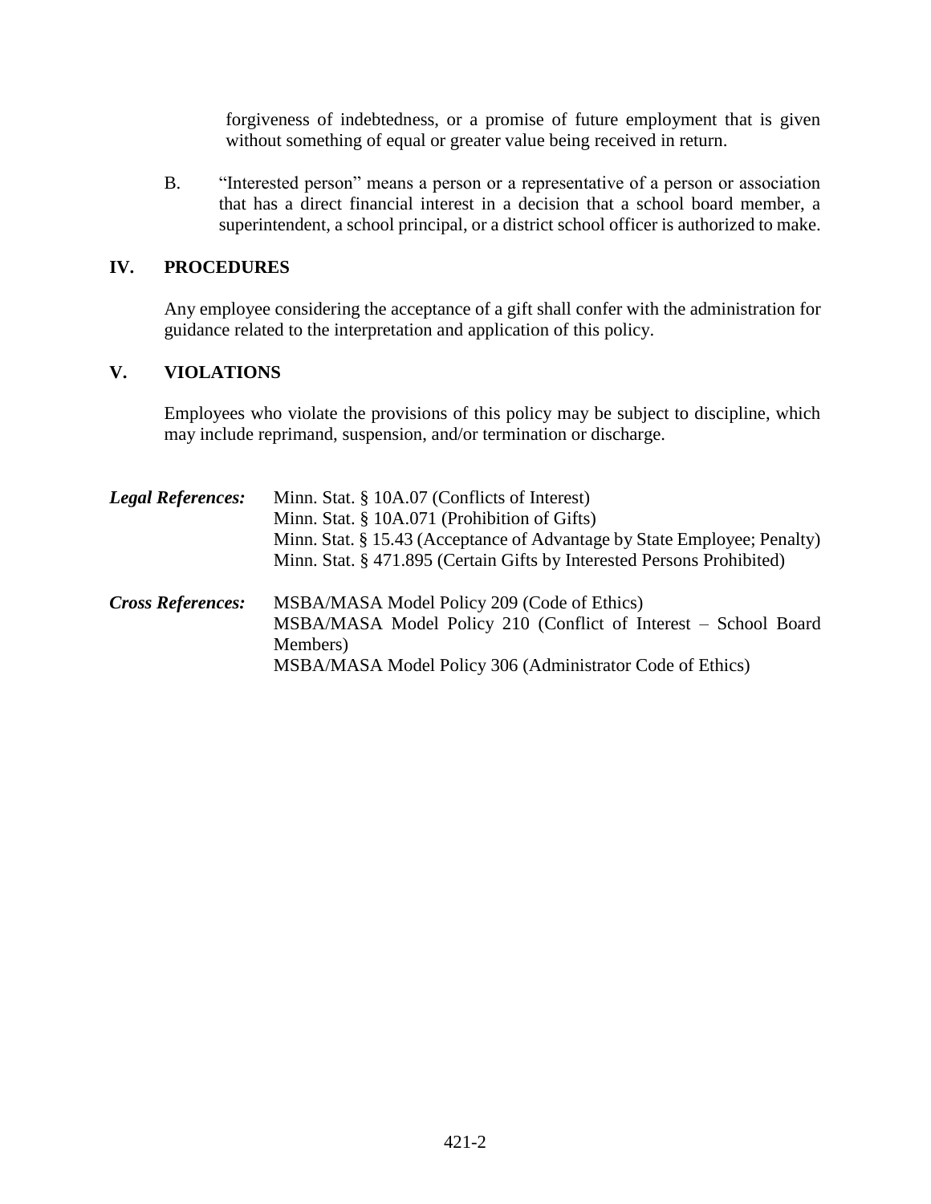forgiveness of indebtedness, or a promise of future employment that is given without something of equal or greater value being received in return.

B. "Interested person" means a person or a representative of a person or association that has a direct financial interest in a decision that a school board member, a superintendent, a school principal, or a district school officer is authorized to make.

## IV. PROCEDURES

Any employee considering the acceptance of a gift shall confer with the administration for guidance related to the interpretation and application of this policy.

## V. VIOLATIONS

Employees who violate the provisions of this policy may be subject to discipline, which may include reprimand, suspension, and/or termination or discharge.

***Legal References:***
Minn. Stat. § 10A.07 (Conflicts of Interest)
Minn. Stat. § 10A.071 (Prohibition of Gifts)
Minn. Stat. § 15.43 (Acceptance of Advantage by State Employee; Penalty)
Minn. Stat. § 471.895 (Certain Gifts by Interested Persons Prohibited)

***Cross References:***
MSBA/MASA Model Policy 209 (Code of Ethics)
MSBA/MASA Model Policy 210 (Conflict of Interest – School Board Members)
MSBA/MASA Model Policy 306 (Administrator Code of Ethics)